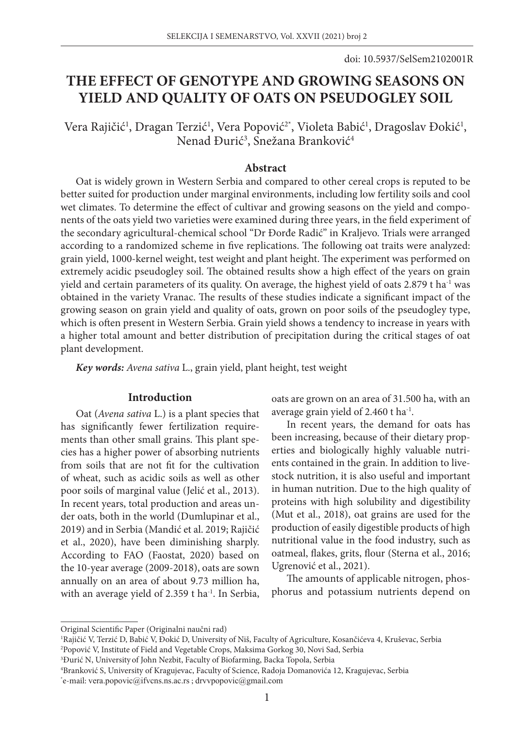doi: 10.5937/SelSem2102001R

# THE EFFECT OF GENOTYPE AND GROWING SEASONS ON YIELD AND QUALITY OF OATS ON PSEUDOGLEY SOIL

Vera Rajičić[1], Dragan Terzić[1], Vera Popović[2*], Violeta Babić[1], Dragoslav Đokić[1], Nenad Đurić[3], Snežana Branković[4]

## Abstract

Oat is widely grown in Western Serbia and compared to other cereal crops is reputed to be better suited for production under marginal environments, including low fertility soils and cool wet climates. To determine the effect of cultivar and growing seasons on the yield and components of the oats yield two varieties were examined during three years, in the field experiment of the secondary agricultural-chemical school "Dr Đorđe Radić" in Kraljevo. Trials were arranged according to a randomized scheme in five replications. The following oat traits were analyzed: grain yield, 1000-kernel weight, test weight and plant height. The experiment was performed on extremely acidic pseudogley soil. The obtained results show a high effect of the years on grain yield and certain parameters of its quality. On average, the highest yield of oats 2.879 t ha$^{-1}$ was obtained in the variety Vranac. The results of these studies indicate a significant impact of the growing season on grain yield and quality of oats, grown on poor soils of the pseudogley type, which is often present in Western Serbia. Grain yield shows a tendency to increase in years with a higher total amount and better distribution of precipitation during the critical stages of oat plant development.

***Key words:*** *Avena sativa* L., grain yield, plant height, test weight

## Introduction

Oat (*Avena sativa* L.) is a plant species that has significantly fewer fertilization requirements than other small grains. This plant species has a higher power of absorbing nutrients from soils that are not fit for the cultivation of wheat, such as acidic soils as well as other poor soils of marginal value (Jelić et al., 2013). In recent years, total production and areas under oats, both in the world (Dumlupinar et al., 2019) and in Serbia (Mandić et al. 2019; Rajičić et al., 2020), have been diminishing sharply. According to FAO (Faostat, 2020) based on the 10-year average (2009-2018), oats are sown annually on an area of about 9.73 million ha, with an average yield of 2.359 t ha$^{-1}$. In Serbia, oats are grown on an area of 31.500 ha, with an average grain yield of 2.460 t ha$^{-1}$.

In recent years, the demand for oats has been increasing, because of their dietary properties and biologically highly valuable nutrients contained in the grain. In addition to livestock nutrition, it is also useful and important in human nutrition. Due to the high quality of proteins with high solubility and digestibility (Mut et al., 2018), oat grains are used for the production of easily digestible products of high nutritional value in the food industry, such as oatmeal, flakes, grits, flour (Sterna et al., 2016; Ugrenović et al., 2021).

The amounts of applicable nitrogen, phosphorus and potassium nutrients depend on

---

Original Scientific Paper (Originalni naučni rad)

[1]Rajičić V, Terzić D, Babić V, Đokić D, University of Niš, Faculty of Agriculture, Kosančićeva 4, Kruševac, Serbia

[2]Popović V, Institute of Field and Vegetable Crops, Maksima Gorkog 30, Novi Sad, Serbia

[3]Đurić N, University of John Nezbit, Faculty of Biofarming, Backa Topola, Serbia

[4]Branković S, University of Kragujevac, Faculty of Science, Radoja Domanovića 12, Kragujevac, Serbia

[*]e-mail: vera.popovic@ifvcns.ns.ac.rs ; drvvpopovic@gmail.com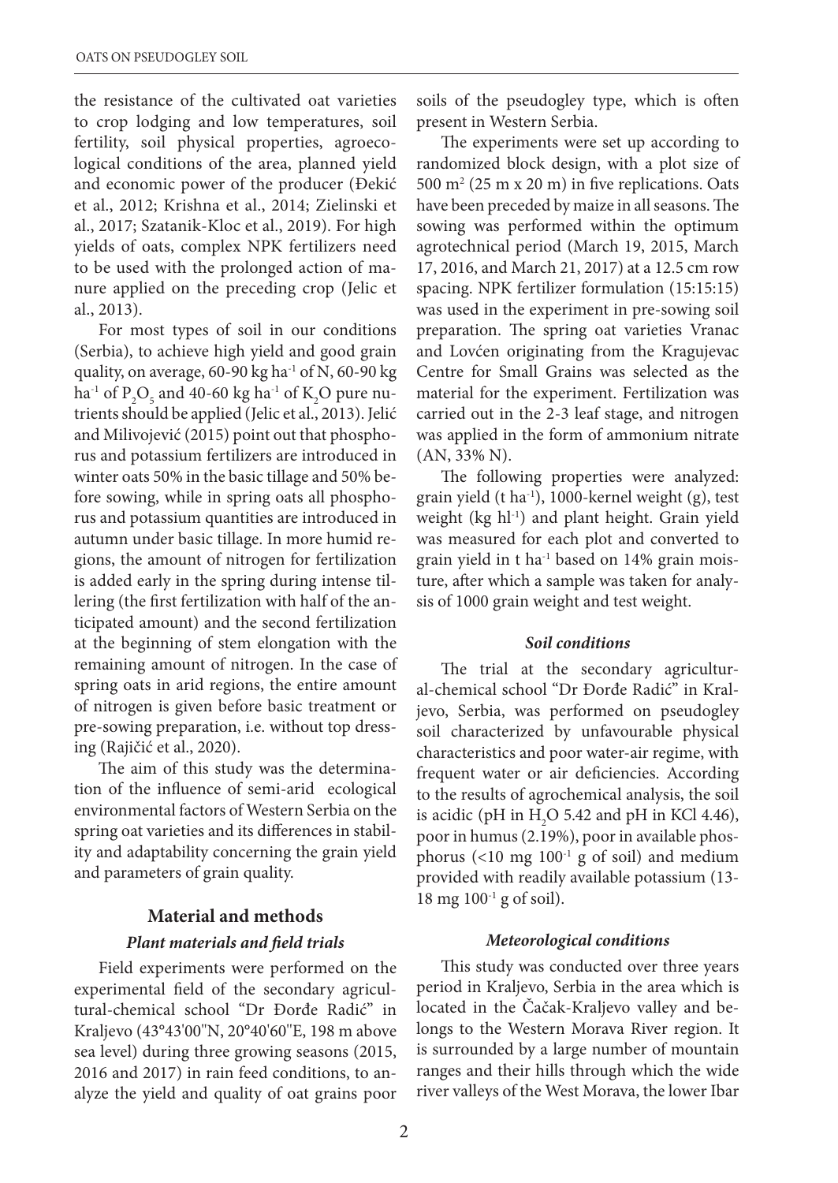the resistance of the cultivated oat varieties to crop lodging and low temperatures, soil fertility, soil physical properties, agroecological conditions of the area, planned yield and economic power of the producer (Đekić et al., 2012; Krishna et al., 2014; Zielinski et al., 2017; Szatanik-Kloc et al., 2019). For high yields of oats, complex NPK fertilizers need to be used with the prolonged action of manure applied on the preceding crop (Jelic et al., 2013).

For most types of soil in our conditions (Serbia), to achieve high yield and good grain quality, on average, 60-90 kg ha$^{-1}$ of N, 60-90 kg ha$^{-1}$ of $P_2O_5$ and 40-60 kg ha$^{-1}$ of $K_2O$ pure nutrients should be applied (Jelic et al., 2013). Jelić and Milivojević (2015) point out that phosphorus and potassium fertilizers are introduced in winter oats 50% in the basic tillage and 50% before sowing, while in spring oats all phosphorus and potassium quantities are introduced in autumn under basic tillage. In more humid regions, the amount of nitrogen for fertilization is added early in the spring during intense tillering (the first fertilization with half of the anticipated amount) and the second fertilization at the beginning of stem elongation with the remaining amount of nitrogen. In the case of spring oats in arid regions, the entire amount of nitrogen is given before basic treatment or pre-sowing preparation, i.e. without top dressing (Rajičić et al., 2020).

The aim of this study was the determination of the influence of semi-arid ecological environmental factors of Western Serbia on the spring oat varieties and its differences in stability and adaptability concerning the grain yield and parameters of grain quality.

## Material and methods

### *Plant materials and field trials*

Field experiments were performed on the experimental field of the secondary agricultural-chemical school "Dr Đorđe Radić" in Kraljevo (43°43'00"N, 20°40'60"E, 198 m above sea level) during three growing seasons (2015, 2016 and 2017) in rain feed conditions, to analyze the yield and quality of oat grains poor soils of the pseudogley type, which is often present in Western Serbia.

The experiments were set up according to randomized block design, with a plot size of 500 m$^2$ (25 m x 20 m) in five replications. Oats have been preceded by maize in all seasons. The sowing was performed within the optimum agrotechnical period (March 19, 2015, March 17, 2016, and March 21, 2017) at a 12.5 cm row spacing. NPK fertilizer formulation (15:15:15) was used in the experiment in pre-sowing soil preparation. The spring oat varieties Vranac and Lovćen originating from the Kragujevac Centre for Small Grains was selected as the material for the experiment. Fertilization was carried out in the 2-3 leaf stage, and nitrogen was applied in the form of ammonium nitrate (AN, 33% N).

The following properties were analyzed: grain yield (t ha$^{-1}$), 1000-kernel weight (g), test weight (kg hl$^{-1}$) and plant height. Grain yield was measured for each plot and converted to grain yield in t ha$^{-1}$ based on 14% grain moisture, after which a sample was taken for analysis of 1000 grain weight and test weight.

### *Soil conditions*

The trial at the secondary agricultural-chemical school "Dr Đorđe Radić" in Kraljevo, Serbia, was performed on pseudogley soil characterized by unfavourable physical characteristics and poor water-air regime, with frequent water or air deficiencies. According to the results of agrochemical analysis, the soil is acidic (pH in $H_2O$ 5.42 and pH in KCl 4.46), poor in humus (2.19%), poor in available phosphorus (<10 mg 100$^{-1}$ g of soil) and medium provided with readily available potassium (13-18 mg 100$^{-1}$ g of soil).

### *Meteorological conditions*

This study was conducted over three years period in Kraljevo, Serbia in the area which is located in the Čačak-Kraljevo valley and belongs to the Western Morava River region. It is surrounded by a large number of mountain ranges and their hills through which the wide river valleys of the West Morava, the lower Ibar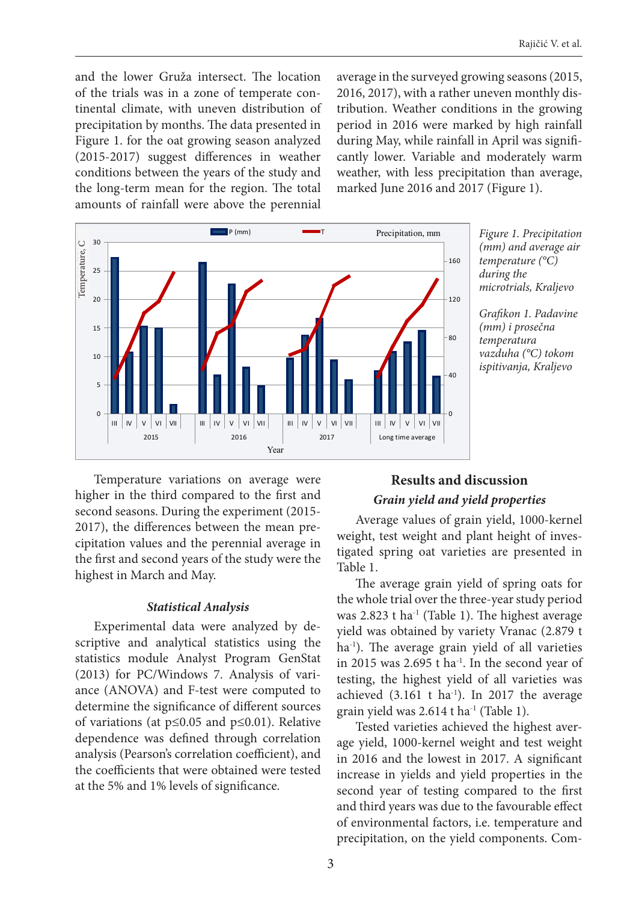and the lower Gruža intersect. The location of the trials was in a zone of temperate continental climate, with uneven distribution of precipitation by months. The data presented in Figure 1. for the oat growing season analyzed (2015-2017) suggest differences in weather conditions between the years of the study and the long-term mean for the region. The total amounts of rainfall were above the perennial average in the surveyed growing seasons (2015, 2016, 2017), with a rather uneven monthly distribution. Weather conditions in the growing period in 2016 were marked by high rainfall during May, while rainfall in April was significantly lower. Variable and moderately warm weather, with less precipitation than average, marked June 2016 and 2017 (Figure 1).

*Figure 1. Precipitation (mm) and average air temperature (°C) during the microtrials, Kraljevo*

*Grafikon 1. Padavine (mm) i prosečna temperatura vazduha (°C) tokom ispitivanja, Kraljevo*

Temperature variations on average were higher in the third compared to the first and second seasons. During the experiment (2015-2017), the differences between the mean precipitation values and the perennial average in the first and second years of the study were the highest in March and May.

### Statistical Analysis

Experimental data were analyzed by descriptive and analytical statistics using the statistics module Analyst Program GenStat (2013) for PC/Windows 7. Analysis of variance (ANOVA) and F-test were computed to determine the significance of different sources of variations (at $p \leq 0.05$ and $p \leq 0.01$). Relative dependence was defined through correlation analysis (Pearson's correlation coefficient), and the coefficients that were obtained were tested at the 5% and 1% levels of significance.

## Results and discussion

### Grain yield and yield properties

Average values of grain yield, 1000-kernel weight, test weight and plant height of investigated spring oat varieties are presented in Table 1.

The average grain yield of spring oats for the whole trial over the three-year study period was 2.823 t ha$^{-1}$ (Table 1). The highest average yield was obtained by variety Vranac (2.879 t ha$^{-1}$). The average grain yield of all varieties in 2015 was 2.695 t ha$^{-1}$. In the second year of testing, the highest yield of all varieties was achieved (3.161 t ha$^{-1}$). In 2017 the average grain yield was 2.614 t ha$^{-1}$ (Table 1).

Tested varieties achieved the highest average yield, 1000-kernel weight and test weight in 2016 and the lowest in 2017. A significant increase in yields and yield properties in the second year of testing compared to the first and third years was due to the favourable effect of environmental factors, i.e. temperature and precipitation, on the yield components. Com-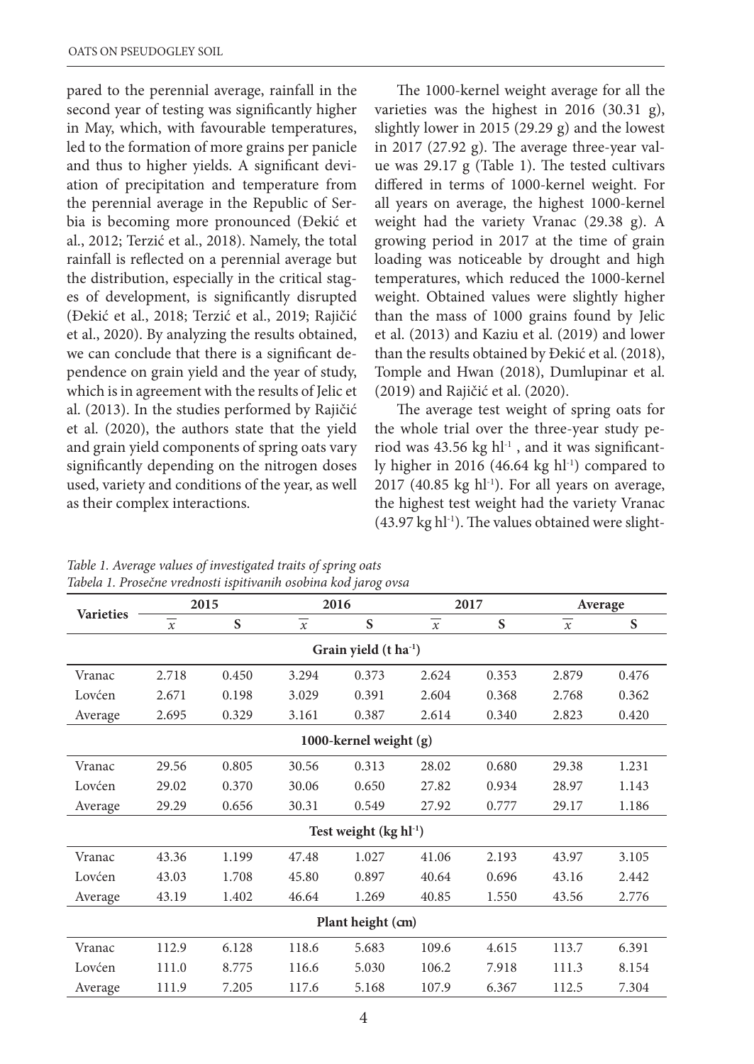pared to the perennial average, rainfall in the second year of testing was significantly higher in May, which, with favourable temperatures, led to the formation of more grains per panicle and thus to higher yields. A significant deviation of precipitation and temperature from the perennial average in the Republic of Serbia is becoming more pronounced (Đekić et al., 2012; Terzić et al., 2018). Namely, the total rainfall is reflected on a perennial average but the distribution, especially in the critical stages of development, is significantly disrupted (Đekić et al., 2018; Terzić et al., 2019; Rajičić et al., 2020). By analyzing the results obtained, we can conclude that there is a significant dependence on grain yield and the year of study, which is in agreement with the results of Jelic et al. (2013). In the studies performed by Rajičić et al. (2020), the authors state that the yield and grain yield components of spring oats vary significantly depending on the nitrogen doses used, variety and conditions of the year, as well as their complex interactions.

The 1000-kernel weight average for all the varieties was the highest in 2016 (30.31 g), slightly lower in 2015 (29.29 g) and the lowest in 2017 (27.92 g). The average three-year value was 29.17 g (Table 1). The tested cultivars differed in terms of 1000-kernel weight. For all years on average, the highest 1000-kernel weight had the variety Vranac (29.38 g). A growing period in 2017 at the time of grain loading was noticeable by drought and high temperatures, which reduced the 1000-kernel weight. Obtained values were slightly higher than the mass of 1000 grains found by Jelic et al. (2013) and Kaziu et al. (2019) and lower than the results obtained by Đekić et al. (2018), Tomple and Hwan (2018), Dumlupinar et al. (2019) and Rajičić et al. (2020).

The average test weight of spring oats for the whole trial over the three-year study period was 43.56 kg hl$^{-1}$ , and it was significantly higher in 2016 (46.64 kg hl$^{-1}$) compared to 2017 (40.85 kg hl$^{-1}$). For all years on average, the highest test weight had the variety Vranac (43.97 kg hl$^{-1}$). The values obtained were slight-

*Table 1. Average values of investigated traits of spring oats*
*Tabela 1. Prosečne vrednosti ispitivanih osobina kod jarog ovsa*

| Varieties | 2015 | | 2016 | | 2017 | | Average | |
|---|---|---|---|---|---|---|---|---|
| | $\overline{x}$ | S | $\overline{x}$ | S | $\overline{x}$ | S | $\overline{x}$ | S |
| **Grain yield (t ha$^{-1}$)** | | | | | | | | |
| Vranac | 2.718 | 0.450 | 3.294 | 0.373 | 2.624 | 0.353 | 2.879 | 0.476 |
| Lovćen | 2.671 | 0.198 | 3.029 | 0.391 | 2.604 | 0.368 | 2.768 | 0.362 |
| Average | 2.695 | 0.329 | 3.161 | 0.387 | 2.614 | 0.340 | 2.823 | 0.420 |
| **1000-kernel weight (g)** | | | | | | | | |
| Vranac | 29.56 | 0.805 | 30.56 | 0.313 | 28.02 | 0.680 | 29.38 | 1.231 |
| Lovćen | 29.02 | 0.370 | 30.06 | 0.650 | 27.82 | 0.934 | 28.97 | 1.143 |
| Average | 29.29 | 0.656 | 30.31 | 0.549 | 27.92 | 0.777 | 29.17 | 1.186 |
| **Test weight (kg hl$^{-1}$)** | | | | | | | | |
| Vranac | 43.36 | 1.199 | 47.48 | 1.027 | 41.06 | 2.193 | 43.97 | 3.105 |
| Lovćen | 43.03 | 1.708 | 45.80 | 0.897 | 40.64 | 0.696 | 43.16 | 2.442 |
| Average | 43.19 | 1.402 | 46.64 | 1.269 | 40.85 | 1.550 | 43.56 | 2.776 |
| **Plant height (cm)** | | | | | | | | |
| Vranac | 112.9 | 6.128 | 118.6 | 5.683 | 109.6 | 4.615 | 113.7 | 6.391 |
| Lovćen | 111.0 | 8.775 | 116.6 | 5.030 | 106.2 | 7.918 | 111.3 | 8.154 |
| Average | 111.9 | 7.205 | 117.6 | 5.168 | 107.9 | 6.367 | 112.5 | 7.304 |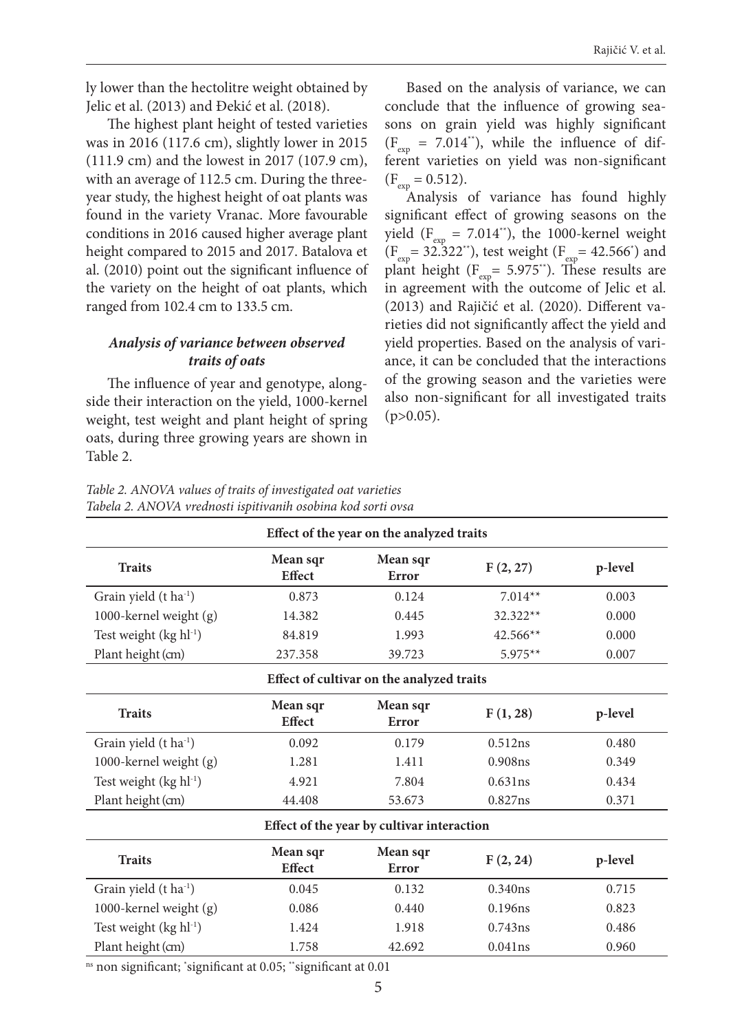ly lower than the hectolitre weight obtained by Jelic et al. (2013) and Đekić et al. (2018).

The highest plant height of tested varieties was in 2016 (117.6 cm), slightly lower in 2015 (111.9 cm) and the lowest in 2017 (107.9 cm), with an average of 112.5 cm. During the three-year study, the highest height of oat plants was found in the variety Vranac. More favourable conditions in 2016 caused higher average plant height compared to 2015 and 2017. Batalova et al. (2010) point out the significant influence of the variety on the height of oat plants, which ranged from 102.4 cm to 133.5 cm.

### *Analysis of variance between observed traits of oats*

The influence of year and genotype, alongside their interaction on the yield, 1000-kernel weight, test weight and plant height of spring oats, during three growing years are shown in Table 2.

Based on the analysis of variance, we can conclude that the influence of growing seasons on grain yield was highly significant ($F_{exp}$ = 7.014[**]), while the influence of different varieties on yield was non-significant ($F_{exp}$ = 0.512).

Analysis of variance has found highly significant effect of growing seasons on the yield ($F_{exp}$ = 7.014[**]), the 1000-kernel weight ($F_{exp}$= 32.322[**]), test weight ($F_{exp}$= 42.566[*]) and plant height ($F_{exp}$= 5.975[**]). These results are in agreement with the outcome of Jelic et al. (2013) and Rajičić et al. (2020). Different varieties did not significantly affect the yield and yield properties. Based on the analysis of variance, it can be concluded that the interactions of the growing season and the varieties were also non-significant for all investigated traits (p>0.05).

*Table 2. ANOVA values of traits of investigated oat varieties*
*Tabela 2. ANOVA vrednosti ispitivanih osobina kod sorti ovsa*

| **Effect of the year on the analyzed traits** | | | | |
|---|---|---|---|---|
| **Traits** | **Mean sqr Effect** | **Mean sqr Error** | **F (2, 27)** | **p-level** |
| Grain yield (t ha$^{-1}$) | 0.873 | 0.124 | 7.014** | 0.003 |
| 1000-kernel weight (g) | 14.382 | 0.445 | 32.322** | 0.000 |
| Test weight (kg hl$^{-1}$) | 84.819 | 1.993 | 42.566** | 0.000 |
| Plant height (cm) | 237.358 | 39.723 | 5.975** | 0.007 |
| **Effect of cultivar on the analyzed traits** | | | | |
| **Traits** | **Mean sqr Effect** | **Mean sqr Error** | **F (1, 28)** | **p-level** |
| Grain yield (t ha$^{-1}$) | 0.092 | 0.179 | 0.512ns | 0.480 |
| 1000-kernel weight (g) | 1.281 | 1.411 | 0.908ns | 0.349 |
| Test weight (kg hl$^{-1}$) | 4.921 | 7.804 | 0.631ns | 0.434 |
| Plant height (cm) | 44.408 | 53.673 | 0.827ns | 0.371 |
| **Effect of the year by cultivar interaction** | | | | |
| **Traits** | **Mean sqr Effect** | **Mean sqr Error** | **F (2, 24)** | **p-level** |
| Grain yield (t ha$^{-1}$) | 0.045 | 0.132 | 0.340ns | 0.715 |
| 1000-kernel weight (g) | 0.086 | 0.440 | 0.196ns | 0.823 |
| Test weight (kg hl$^{-1}$) | 1.424 | 1.918 | 0.743ns | 0.486 |
| Plant height (cm) | 1.758 | 42.692 | 0.041ns | 0.960 |

[ns] non significant; [*]significant at 0.05; [**]significant at 0.01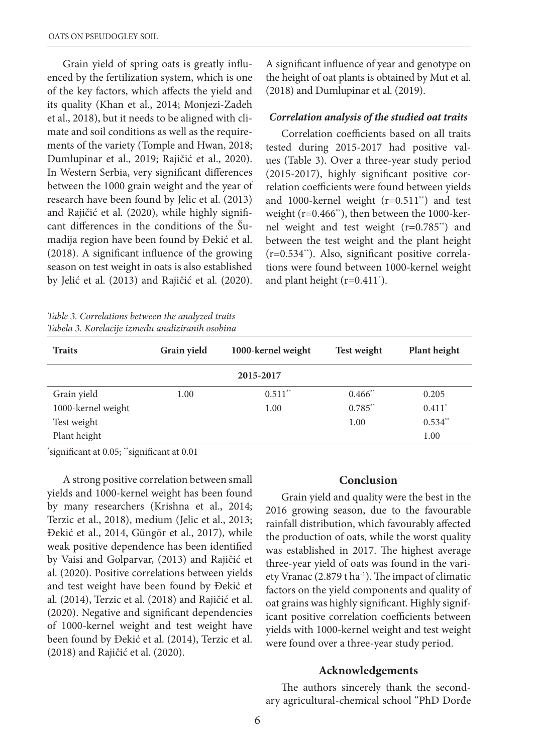Grain yield of spring oats is greatly influenced by the fertilization system, which is one of the key factors, which affects the yield and its quality (Khan et al., 2014; Monjezi-Zadeh et al., 2018), but it needs to be aligned with climate and soil conditions as well as the requirements of the variety (Tomple and Hwan, 2018; Dumlupinar et al., 2019; Rajičić et al., 2020). In Western Serbia, very significant differences between the 1000 grain weight and the year of research have been found by Jelic et al. (2013) and Rajičić et al. (2020), while highly significant differences in the conditions of the Šumadija region have been found by Đekić et al. (2018). A significant influence of the growing season on test weight in oats is also established by Jelić et al. (2013) and Rajičić et al. (2020). A significant influence of year and genotype on the height of oat plants is obtained by Mut et al. (2018) and Dumlupinar et al. (2019).

#### *Correlation analysis of the studied oat traits*

Correlation coefficients based on all traits tested during 2015-2017 had positive values (Table 3). Over a three-year study period (2015-2017), highly significant positive correlation coefficients were found between yields and 1000-kernel weight ($r=0.511^{**}$) and test weight ($r=0.466^{**}$), then between the 1000-kernel weight and test weight ($r=0.785^{**}$) and between the test weight and the plant height ($r=0.534^{**}$). Also, significant positive correlations were found between 1000-kernel weight and plant height ($r=0.411^{*}$).

*Table 3. Correlations between the analyzed traits*
*Tabela 3. Korelacije između analiziranih osobina*

| Traits | Grain yield | 1000-kernel weight | Test weight | Plant height |
|---|---|---|---|---|
| | | 2015-2017 | | |
| Grain yield | 1.00 | $0.511^{**}$ | $0.466^{**}$ | 0.205 |
| 1000-kernel weight | | 1.00 | $0.785^{**}$ | $0.411^{*}$ |
| Test weight | | | 1.00 | $0.534^{**}$ |
| Plant height | | | | 1.00 |

*significant at 0.05; **significant at 0.01

A strong positive correlation between small yields and 1000-kernel weight has been found by many researchers (Krishna et al., 2014; Terzic et al., 2018), medium (Jelic et al., 2013; Đekić et al., 2014, Güngör et al., 2017), while weak positive dependence has been identified by Vaisi and Golparvar, (2013) and Rajičić et al. (2020). Positive correlations between yields and test weight have been found by Đekić et al. (2014), Terzic et al. (2018) and Rajičić et al. (2020). Negative and significant dependencies of 1000-kernel weight and test weight have been found by Đekić et al. (2014), Terzic et al. (2018) and Rajičić et al. (2020).

## Conclusion

Grain yield and quality were the best in the 2016 growing season, due to the favourable rainfall distribution, which favourably affected the production of oats, while the worst quality was established in 2017. The highest average three-year yield of oats was found in the variety Vranac (2.879 t ha$^{-1}$). The impact of climatic factors on the yield components and quality of oat grains was highly significant. Highly significant positive correlation coefficients between yields with 1000-kernel weight and test weight were found over a three-year study period.

## Acknowledgements

The authors sincerely thank the secondary agricultural-chemical school "PhD Đorđe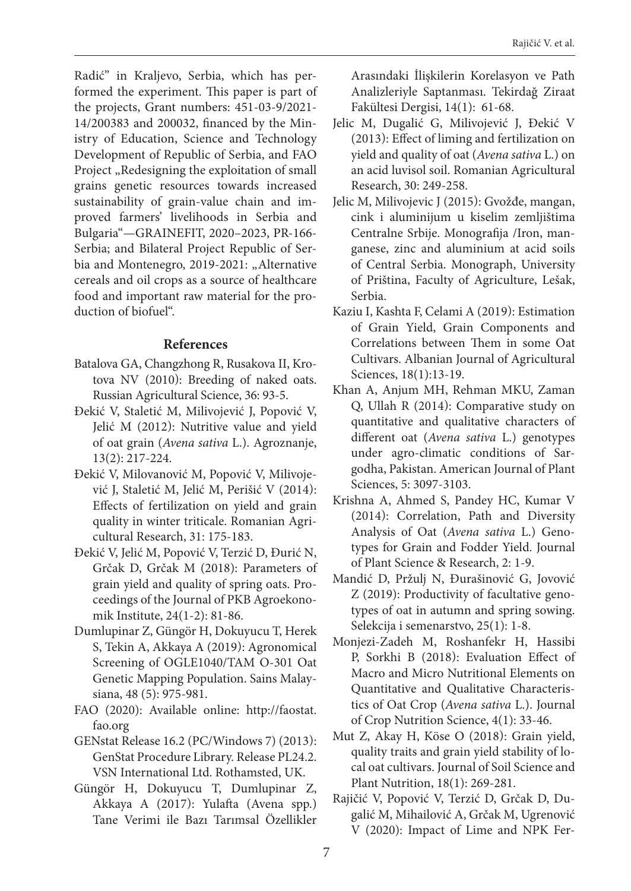Radić" in Kraljevo, Serbia, which has performed the experiment. This paper is part of the projects, Grant numbers: 451-03-9/2021-14/200383 and 200032, financed by the Ministry of Education, Science and Technology Development of Republic of Serbia, and FAO Project „Redesigning the exploitation of small grains genetic resources towards increased sustainability of grain-value chain and improved farmers' livelihoods in Serbia and Bulgaria"—GRAINEFIT, 2020–2023, PR-166-Serbia; and Bilateral Project Republic of Serbia and Montenegro, 2019-2021: „Alternative cereals and oil crops as a source of healthcare food and important raw material for the production of biofuel".

## References

Batalova GA, Changzhong R, Rusakova II, Krotova NV (2010): Breeding of naked oats. Russian Agricultural Science, 36: 93-5.

Đekić V, Staletić M, Milivojević J, Popović V, Jelić M (2012): Nutritive value and yield of oat grain (*Avena sativa* L.). Agroznanje, 13(2): 217-224.

Đekić V, Milovanović M, Popović V, Milivojević J, Staletić M, Jelić M, Perišić V (2014): Effects of fertilization on yield and grain quality in winter triticale. Romanian Agricultural Research, 31: 175-183.

Đekić V, Jelić M, Popović V, Terzić D, Đurić N, Grčak D, Grčak M (2018): Parameters of grain yield and quality of spring oats. Proceedings of the Journal of PKB Agroekonomik Institute, 24(1-2): 81-86.

Dumlupinar Z, Güngör H, Dokuyucu T, Herek S, Tekin A, Akkaya A (2019): Agronomical Screening of OGLE1040/TAM O-301 Oat Genetic Mapping Population. Sains Malaysiana, 48 (5): 975-981.

FAO (2020): Available online: http://faostat.fao.org

GENstat Release 16.2 (PC/Windows 7) (2013): GenStat Procedure Library. Release PL24.2. VSN International Ltd. Rothamsted, UK.

Güngör H, Dokuyucu T, Dumlupinar Z, Akkaya A (2017): Yulafta (Avena spp.) Tane Verimi ile Bazı Tarımsal Özellikler Arasındaki İlişkilerin Korelasyon ve Path Analizleriyle Saptanması. Tekirdağ Ziraat Fakültesi Dergisi, 14(1): 61-68.

Jelic M, Dugalić G, Milivojević J, Đekić V (2013): Effect of liming and fertilization on yield and quality of oat (*Avena sativa* L.) on an acid luvisol soil. Romanian Agricultural Research, 30: 249-258.

Jelic M, Milivojevic J (2015): Gvožđe, mangan, cink i aluminijum u kiselim zemljištima Centralne Srbije. Monografija /Iron, manganese, zinc and aluminium at acid soils of Central Serbia. Monograph, University of Priština, Faculty of Agriculture, Lešak, Serbia.

Kaziu I, Kashta F, Celami A (2019): Estimation of Grain Yield, Grain Components and Correlations between Them in some Oat Cultivars. Albanian Journal of Agricultural Sciences, 18(1):13-19.

Khan A, Anjum MH, Rehman MKU, Zaman Q, Ullah R (2014): Comparative study on quantitative and qualitative characters of different oat (*Avena sativa* L.) genotypes under agro-climatic conditions of Sargodha, Pakistan. American Journal of Plant Sciences, 5: 3097-3103.

Krishna A, Ahmed S, Pandey HC, Kumar V (2014): Correlation, Path and Diversity Analysis of Oat (*Avena sativa* L.) Genotypes for Grain and Fodder Yield. Journal of Plant Science & Research, 2: 1-9.

Mandić D, Pržulj N, Đurašinović G, Jovović Z (2019): Productivity of facultative genotypes of oat in autumn and spring sowing. Selekcija i semenarstvo, 25(1): 1-8.

Monjezi-Zadeh M, Roshanfekr H, Hassibi P, Sorkhi B (2018): Evaluation Effect of Macro and Micro Nutritional Elements on Quantitative and Qualitative Characteristics of Oat Crop (*Avena sativa* L.). Journal of Crop Nutrition Science, 4(1): 33-46.

Mut Z, Akay H, Köse O (2018): Grain yield, quality traits and grain yield stability of local oat cultivars. Journal of Soil Science and Plant Nutrition, 18(1): 269-281.

Rajičić V, Popović V, Terzić D, Grčak D, Dugalić M, Mihailović A, Grčak M, Ugrenović V (2020): Impact of Lime and NPK Fer-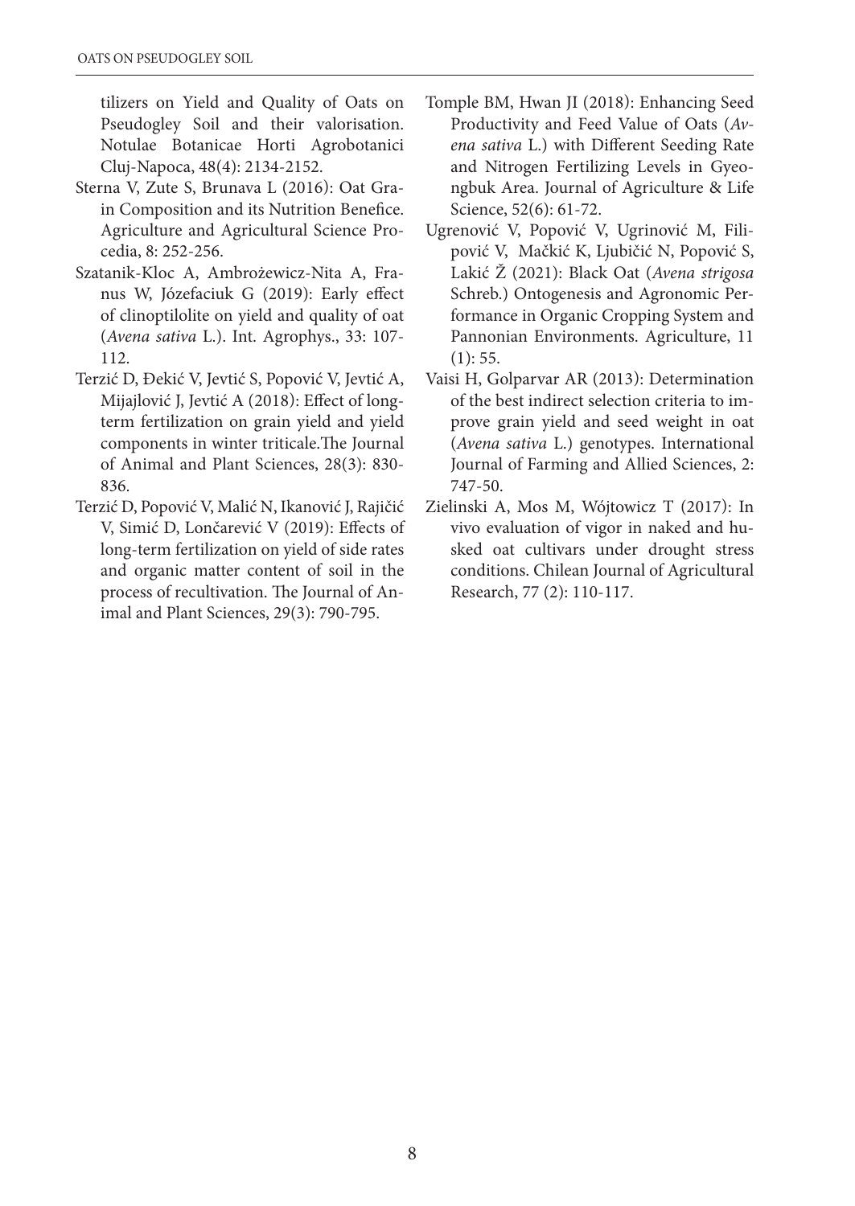tilizers on Yield and Quality of Oats on Pseudogley Soil and their valorisation. Notulae Botanicae Horti Agrobotanici Cluj-Napoca, 48(4): 2134-2152.

Sterna V, Zute S, Brunava L (2016): Oat Grain Composition and its Nutrition Benefice. Agriculture and Agricultural Science Procedia, 8: 252-256.

Szatanik-Kloc A, Ambrożewicz-Nita A, Franus W, Józefaciuk G (2019): Early effect of clinoptilolite on yield and quality of oat (*Avena sativa* L.). Int. Agrophys., 33: 107-112.

Terzić D, Đekić V, Jevtić S, Popović V, Jevtić A, Mijajlović J, Jevtić A (2018): Effect of long-term fertilization on grain yield and yield components in winter triticale.The Journal of Animal and Plant Sciences, 28(3): 830-836.

Terzić D, Popović V, Malić N, Ikanović J, Rajičić V, Simić D, Lončarević V (2019): Effects of long-term fertilization on yield of side rates and organic matter content of soil in the process of recultivation. The Journal of Animal and Plant Sciences, 29(3): 790-795.

Tomple BM, Hwan JI (2018): Enhancing Seed Productivity and Feed Value of Oats (*Avena sativa* L.) with Different Seeding Rate and Nitrogen Fertilizing Levels in Gyeongbuk Area. Journal of Agriculture & Life Science, 52(6): 61-72.

Ugrenović V, Popović V, Ugrinović M, Filipović V, Mačkić K, Ljubičić N, Popović S, Lakić Ž (2021): Black Oat (*Avena strigosa* Schreb.) Ontogenesis and Agronomic Performance in Organic Cropping System and Pannonian Environments. Agriculture, 11 (1): 55.

Vaisi H, Golparvar AR (2013): Determination of the best indirect selection criteria to improve grain yield and seed weight in oat (*Avena sativa* L.) genotypes. International Journal of Farming and Allied Sciences, 2: 747-50.

Zielinski A, Mos M, Wójtowicz T (2017): In vivo evaluation of vigor in naked and husked oat cultivars under drought stress conditions. Chilean Journal of Agricultural Research, 77 (2): 110-117.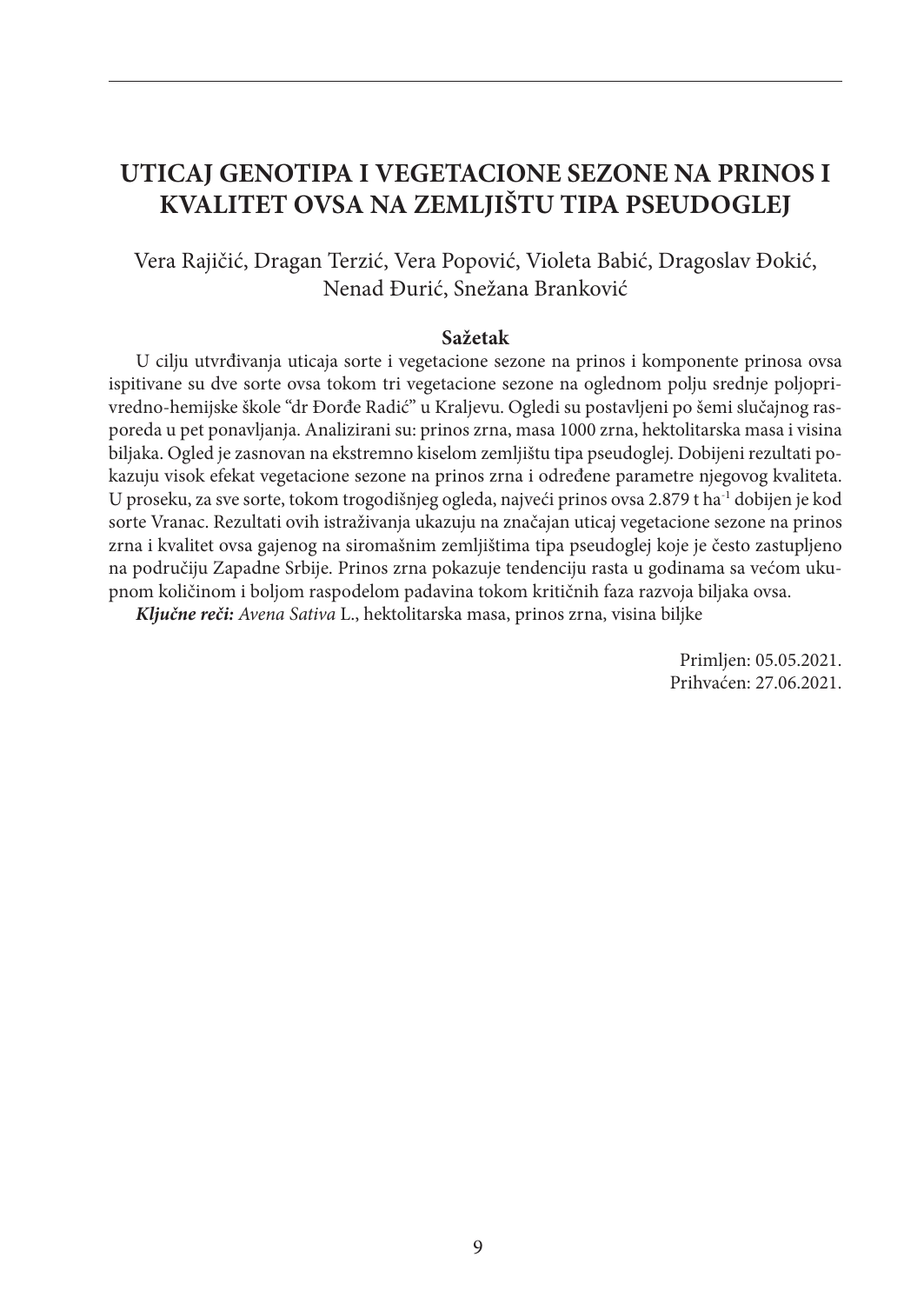# UTICAJ GENOTIPA I VEGETACIONE SEZONE NA PRINOS I KVALITET OVSA NA ZEMLJIŠTU TIPA PSEUDOGLEJ

Vera Rajičić, Dragan Terzić, Vera Popović, Violeta Babić, Dragoslav Đokić, Nenad Đurić, Snežana Branković

**Sažetak**

U cilju utvrđivanja uticaja sorte i vegetacione sezone na prinos i komponente prinosa ovsa ispitivane su dve sorte ovsa tokom tri vegetacione sezone na oglednom polju srednje poljoprivredno-hemijske škole "dr Đorđe Radić" u Kraljevu. Ogledi su postavljeni po šemi slučajnog rasporeda u pet ponavljanja. Analizirani su: prinos zrna, masa 1000 zrna, hektolitarska masa i visina biljaka. Ogled je zasnovan na ekstremno kiselom zemljištu tipa pseudoglej. Dobijeni rezultati pokazuju visok efekat vegetacione sezone na prinos zrna i određene parametre njegovog kvaliteta. U proseku, za sve sorte, tokom trogodišnjeg ogleda, najveći prinos ovsa 2.879 t ha$^{-1}$ dobijen je kod sorte Vranac. Rezultati ovih istraživanja ukazuju na značajan uticaj vegetacione sezone na prinos zrna i kvalitet ovsa gajenog na siromašnim zemljištima tipa pseudoglej koje je često zastupljeno na području Zapadne Srbije. Prinos zrna pokazuje tendenciju rasta u godinama sa većom ukupnom količinom i boljom raspodelom padavina tokom kritičnih faza razvoja biljaka ovsa.

***Ključne reči:*** *Avena Sativa* L., hektolitarska masa, prinos zrna, visina biljke

Primljen: 05.05.2021.
Prihvaćen: 27.06.2021.